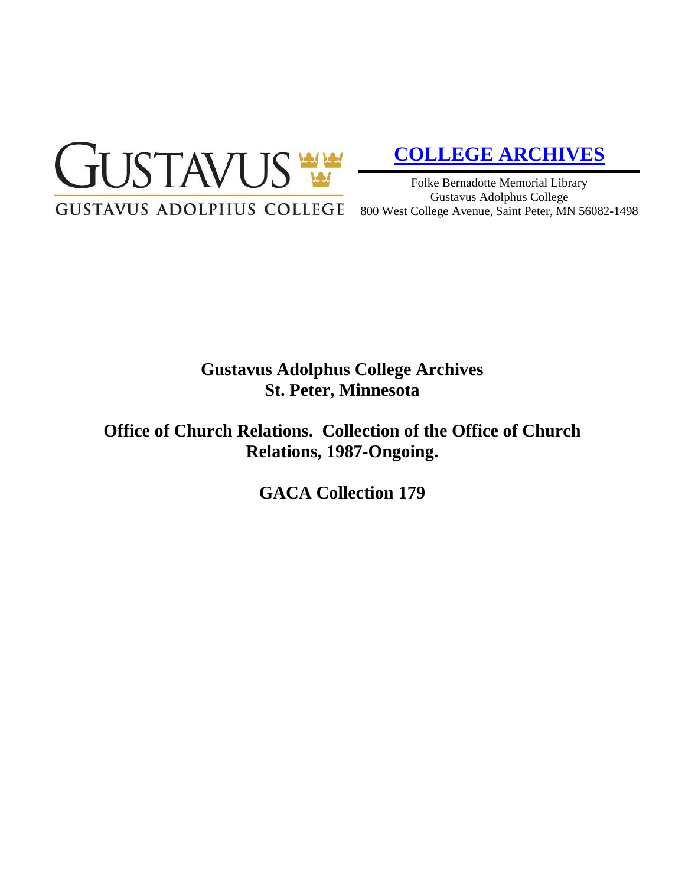GUSTAVUS

GUSTAVUS ADOLPHUS COLLEGE

**COLLEGE ARCHIVES**

Folke Bernadotte Memorial Library
Gustavus Adolphus College
800 West College Avenue, Saint Peter, MN 56082-1498

# Gustavus Adolphus College Archives
# St. Peter, Minnesota

## Office of Church Relations. Collection of the Office of Church Relations, 1987-Ongoing.

## GACA Collection 179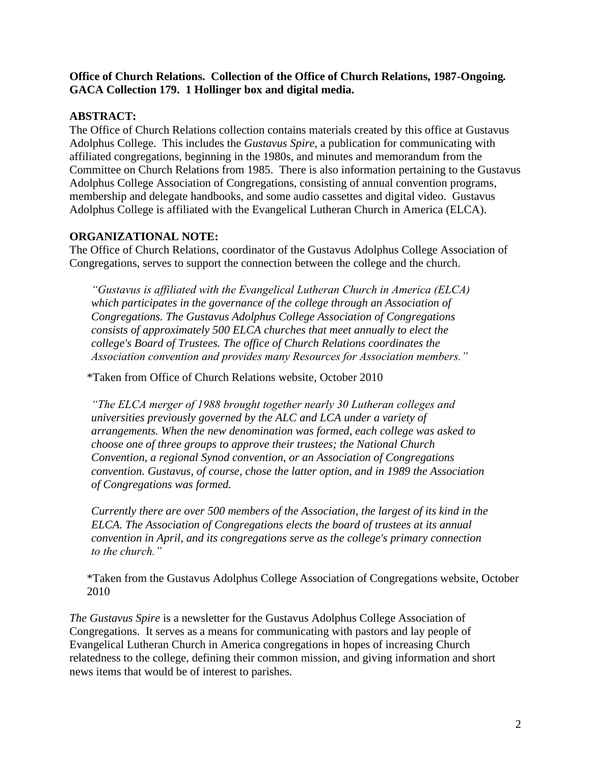**Office of Church Relations. Collection of the Office of Church Relations, 1987-Ongoing. GACA Collection 179. 1 Hollinger box and digital media.**

**ABSTRACT:**
The Office of Church Relations collection contains materials created by this office at Gustavus Adolphus College. This includes the *Gustavus Spire*, a publication for communicating with affiliated congregations, beginning in the 1980s, and minutes and memorandum from the Committee on Church Relations from 1985. There is also information pertaining to the Gustavus Adolphus College Association of Congregations, consisting of annual convention programs, membership and delegate handbooks, and some audio cassettes and digital video. Gustavus Adolphus College is affiliated with the Evangelical Lutheran Church in America (ELCA).

**ORGANIZATIONAL NOTE:**
The Office of Church Relations, coordinator of the Gustavus Adolphus College Association of Congregations, serves to support the connection between the college and the church.

> *"Gustavus is affiliated with the Evangelical Lutheran Church in America (ELCA) which participates in the governance of the college through an Association of Congregations. The Gustavus Adolphus College Association of Congregations consists of approximately 500 ELCA churches that meet annually to elect the college's Board of Trustees. The office of Church Relations coordinates the Association convention and provides many Resources for Association members."*

*Taken from Office of Church Relations website, October 2010

> *"The ELCA merger of 1988 brought together nearly 30 Lutheran colleges and universities previously governed by the ALC and LCA under a variety of arrangements. When the new denomination was formed, each college was asked to choose one of three groups to approve their trustees; the National Church Convention, a regional Synod convention, or an Association of Congregations convention. Gustavus, of course, chose the latter option, and in 1989 the Association of Congregations was formed.*
>
> *Currently there are over 500 members of the Association, the largest of its kind in the ELCA. The Association of Congregations elects the board of trustees at its annual convention in April, and its congregations serve as the college's primary connection to the church."*

*Taken from the Gustavus Adolphus College Association of Congregations website, October 2010

*The Gustavus Spire* is a newsletter for the Gustavus Adolphus College Association of Congregations. It serves as a means for communicating with pastors and lay people of Evangelical Lutheran Church in America congregations in hopes of increasing Church relatedness to the college, defining their common mission, and giving information and short news items that would be of interest to parishes.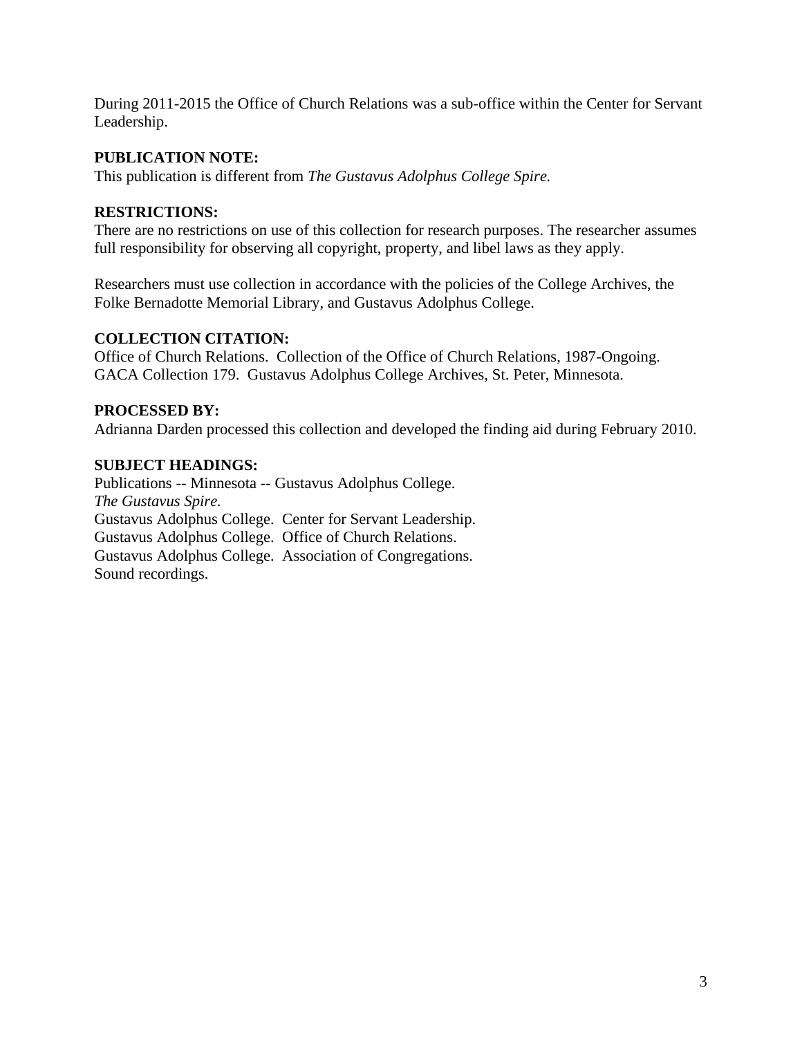During 2011-2015 the Office of Church Relations was a sub-office within the Center for Servant Leadership.

**PUBLICATION NOTE:**
This publication is different from *The Gustavus Adolphus College Spire.*

**RESTRICTIONS:**
There are no restrictions on use of this collection for research purposes. The researcher assumes full responsibility for observing all copyright, property, and libel laws as they apply.

Researchers must use collection in accordance with the policies of the College Archives, the Folke Bernadotte Memorial Library, and Gustavus Adolphus College.

**COLLECTION CITATION:**
Office of Church Relations. Collection of the Office of Church Relations, 1987-Ongoing. GACA Collection 179. Gustavus Adolphus College Archives, St. Peter, Minnesota.

**PROCESSED BY:**
Adrianna Darden processed this collection and developed the finding aid during February 2010.

**SUBJECT HEADINGS:**
Publications -- Minnesota -- Gustavus Adolphus College.
*The Gustavus Spire.*
Gustavus Adolphus College. Center for Servant Leadership.
Gustavus Adolphus College. Office of Church Relations.
Gustavus Adolphus College. Association of Congregations.
Sound recordings.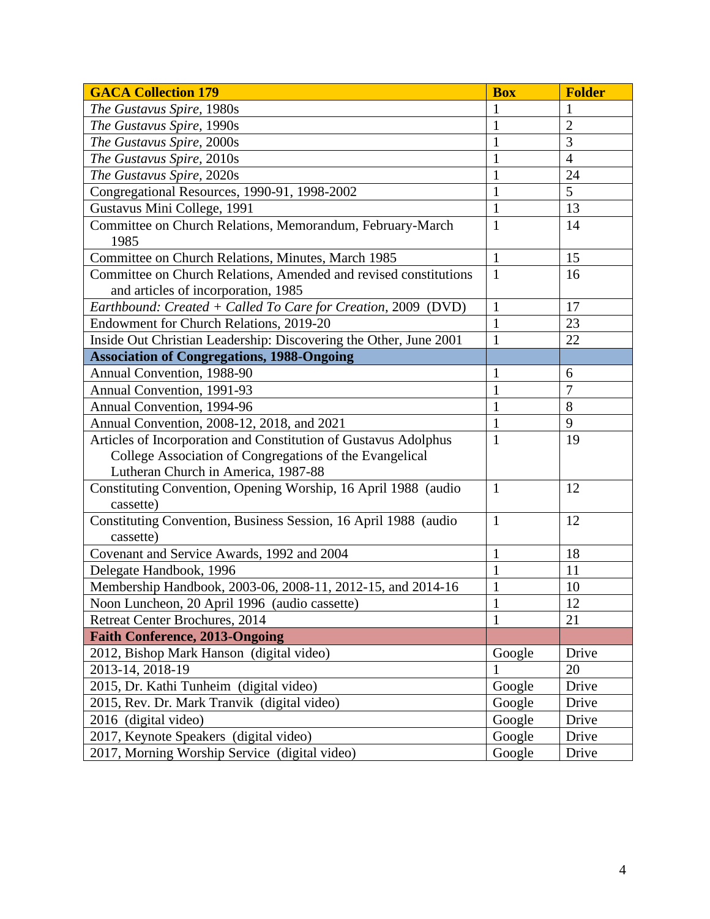| **GACA Collection 179** | **Box** | **Folder** |
|---|---|---|
| *The Gustavus Spire*, 1980s | 1 | 1 |
| *The Gustavus Spire*, 1990s | 1 | 2 |
| *The Gustavus Spire*, 2000s | 1 | 3 |
| *The Gustavus Spire*, 2010s | 1 | 4 |
| *The Gustavus Spire*, 2020s | 1 | 24 |
| Congregational Resources, 1990-91, 1998-2002 | 1 | 5 |
| Gustavus Mini College, 1991 | 1 | 13 |
| Committee on Church Relations, Memorandum, February-March 1985 | 1 | 14 |
| Committee on Church Relations, Minutes, March 1985 | 1 | 15 |
| Committee on Church Relations, Amended and revised constitutions and articles of incorporation, 1985 | 1 | 16 |
| *Earthbound: Created + Called To Care for Creation*, 2009 (DVD) | 1 | 17 |
| Endowment for Church Relations, 2019-20 | 1 | 23 |
| Inside Out Christian Leadership: Discovering the Other, June 2001 | 1 | 22 |
| **Association of Congregations, 1988-Ongoing** | | |
| Annual Convention, 1988-90 | 1 | 6 |
| Annual Convention, 1991-93 | 1 | 7 |
| Annual Convention, 1994-96 | 1 | 8 |
| Annual Convention, 2008-12, 2018, and 2021 | 1 | 9 |
| Articles of Incorporation and Constitution of Gustavus Adolphus College Association of Congregations of the Evangelical Lutheran Church in America, 1987-88 | 1 | 19 |
| Constituting Convention, Opening Worship, 16 April 1988 (audio cassette) | 1 | 12 |
| Constituting Convention, Business Session, 16 April 1988 (audio cassette) | 1 | 12 |
| Covenant and Service Awards, 1992 and 2004 | 1 | 18 |
| Delegate Handbook, 1996 | 1 | 11 |
| Membership Handbook, 2003-06, 2008-11, 2012-15, and 2014-16 | 1 | 10 |
| Noon Luncheon, 20 April 1996 (audio cassette) | 1 | 12 |
| Retreat Center Brochures, 2014 | 1 | 21 |
| **Faith Conference, 2013-Ongoing** | | |
| 2012, Bishop Mark Hanson (digital video) | Google | Drive |
| 2013-14, 2018-19 | 1 | 20 |
| 2015, Dr. Kathi Tunheim (digital video) | Google | Drive |
| 2015, Rev. Dr. Mark Tranvik (digital video) | Google | Drive |
| 2016 (digital video) | Google | Drive |
| 2017, Keynote Speakers (digital video) | Google | Drive |
| 2017, Morning Worship Service (digital video) | Google | Drive |